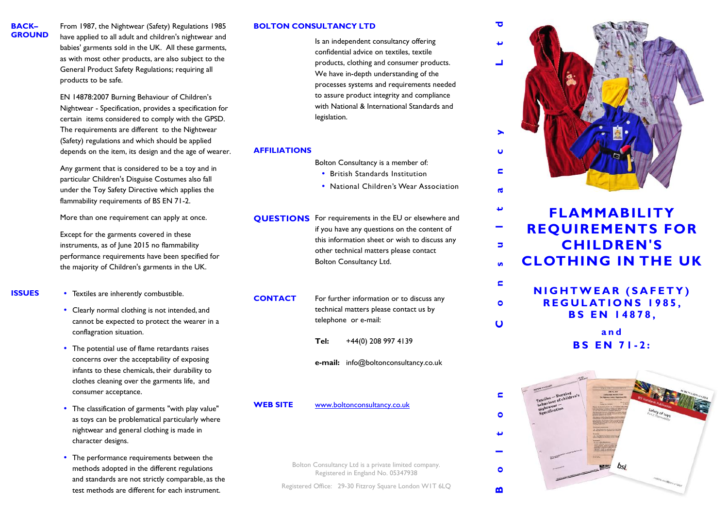# FLAMMABILITY REQUIREMENTS FOR CHILDREN'S CLOTHING IN THE UK

## NIGHTWEAR (SAFETY) REGULATIONS 1985, BS EN 14878,

## and

## BS EN 71-2:

Bolton Consultancy Ltd

## BACK–GROUND

From 1987, the Nightwear (Safety) Regulations 1985 have applied to all adult and children's nightwear and babies' garments sold in the UK. All these garments, as with most other products, are also subject to the General Product Safety Regulations; requiring all products to be safe.

EN 14878:2007 Burning Behaviour of Children's Nightwear - Specification, provides a specification for certain items considered to comply with the GPSD. The requirements are different to the Nightwear (Safety) regulations and which should be applied depends on the item, its design and the age of wearer.

Any garment that is considered to be a toy and in particular Children's Disguise Costumes also fall under the Toy Safety Directive which applies the flammability requirements of BS EN 71-2.

More than one requirement can apply at once.

Except for the garments covered in these instruments, as of June 2015 no flammability performance requirements have been specified for the majority of Children's garments in the UK.

## ISSUES

- Textiles are inherently combustible.
- Clearly normal clothing is not intended, and cannot be expected to protect the wearer in a conflagration situation.
- The potential use of flame retardants raises concerns over the acceptability of exposing infants to these chemicals, their durability to clothes cleaning over the garments life, and consumer acceptance.
- The classification of garments "with play value" as toys can be problematical particularly where nightwear and general clothing is made in character designs.
- The performance requirements between the methods adopted in the different regulations and standards are not strictly comparable, as the test methods are different for each instrument.

## BOLTON CONSULTANCY LTD

Is an independent consultancy offering confidential advice on textiles, textile products, clothing and consumer products. We have in-depth understanding of the processes systems and requirements needed to assure product integrity and compliance with National & International Standards and legislation.

## AFFILIATIONS

Bolton Consultancy is a member of:

- British Standards Institution
- National Children's Wear Association

## QUESTIONS

For requirements in the EU or elsewhere and if you have any questions on the content of this information sheet or wish to discuss any other technical matters please contact Bolton Consultancy Ltd.

## CONTACT

For further information or to discuss any technical matters please contact us by telephone or e-mail:

**Tel:** +44(0) 208 997 4139

**e-mail:** info@boltonconsultancy.co.uk

## WEB SITE

www.boltonconsultancy.co.uk

Bolton Consultancy Ltd is a private limited company. Registered in England No. 05347938

Registered Office: 29-30 Fitzroy Square London W1T 6LQ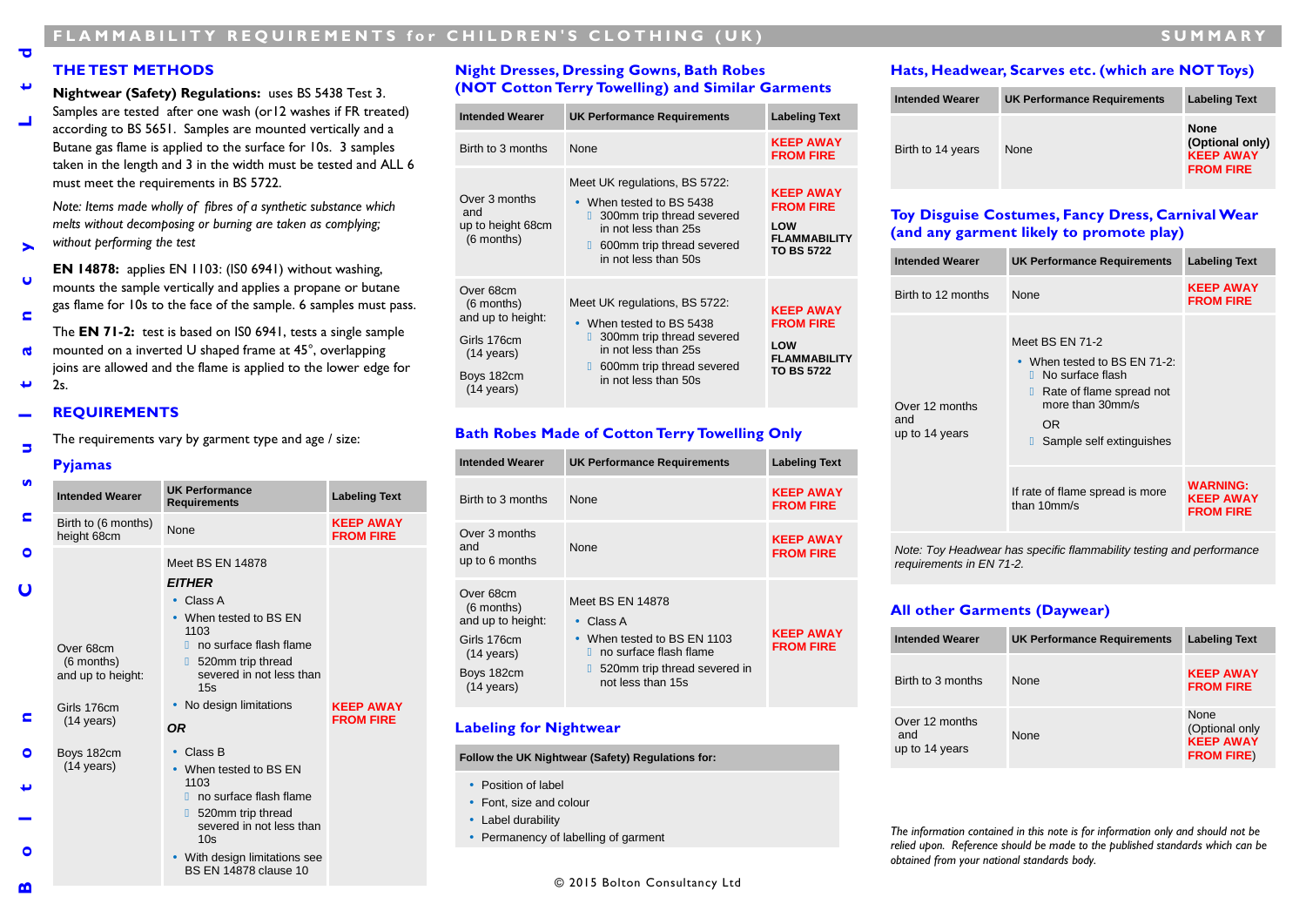## FLAMMABILITY REQUIREMENTS for CHILDREN'S CLOTHING (UK) — SUMMARY

### THE TEST METHODS

**Nightwear (Safety) Regulations:** uses BS 5438 Test 3. Samples are tested after one wash (or12 washes if FR treated) according to BS 5651. Samples are mounted vertically and a Butane gas flame is applied to the surface for 10s. 3 samples taken in the length and 3 in the width must be tested and ALL 6 must meet the requirements in BS 5722.

*Note: Items made wholly of fibres of a synthetic substance which melts without decomposing or burning are taken as complying; without performing the test*

**EN 14878:** applies EN 1103: (IS0 6941) without washing, mounts the sample vertically and applies a propane or butane gas flame for 10s to the face of the sample. 6 samples must pass.

The **EN 71-2:** test is based on IS0 6941, tests a single sample mounted on a inverted U shaped frame at 45°, overlapping joins are allowed and the flame is applied to the lower edge for 2s.

### REQUIREMENTS

The requirements vary by garment type and age / size:

#### Pyjamas

| Intended Wearer | UK Performance Requirements | Labeling Text |
|---|---|---|
| Birth to (6 months) height 68cm | None | KEEP AWAY FROM FIRE |
| Over 68cm (6 months) and up to height: Girls 176cm (14 years) Boys 182cm (14 years) | Meet BS EN 14878<br>*EITHER*<br>• Class A<br>• When tested to BS EN 1103<br>◦ no surface flash flame<br>◦ 520mm trip thread severed in not less than 15s<br>• No design limitations<br>*OR*<br>• Class B<br>• When tested to BS EN 1103<br>◦ no surface flash flame<br>◦ 520mm trip thread severed in not less than 10s<br>• With design limitations see BS EN 14878 clause 10 | KEEP AWAY FROM FIRE |

#### Night Dresses, Dressing Gowns, Bath Robes (NOT Cotton Terry Towelling) and Similar Garments

| Intended Wearer | UK Performance Requirements | Labeling Text |
|---|---|---|
| Birth to 3 months | None | KEEP AWAY FROM FIRE |
| Over 3 months and up to height 68cm (6 months) | Meet UK regulations, BS 5722:<br>• When tested to BS 5438<br>◦ 300mm trip thread severed in not less than 25s<br>◦ 600mm trip thread severed in not less than 50s | KEEP AWAY FROM FIRE<br>LOW FLAMMABILITY TO BS 5722 |
| Over 68cm (6 months) and up to height: Girls 176cm (14 years) Boys 182cm (14 years) | Meet UK regulations, BS 5722:<br>• When tested to BS 5438<br>◦ 300mm trip thread severed in not less than 25s<br>◦ 600mm trip thread severed in not less than 50s | KEEP AWAY FROM FIRE<br>LOW FLAMMABILITY TO BS 5722 |

#### Bath Robes Made of Cotton Terry Towelling Only

| Intended Wearer | UK Performance Requirements | Labeling Text |
|---|---|---|
| Birth to 3 months | None | KEEP AWAY FROM FIRE |
| Over 3 months and up to 6 months | None | KEEP AWAY FROM FIRE |
| Over 68cm (6 months) and up to height: Girls 176cm (14 years) Boys 182cm (14 years) | Meet BS EN 14878<br>• Class A<br>• When tested to BS EN 1103<br>◦ no surface flash flame<br>◦ 520mm trip thread severed in not less than 15s | KEEP AWAY FROM FIRE |

#### Labeling for Nightwear

| Follow the UK Nightwear (Safety) Regulations for: |
|---|
| • Position of label<br>• Font, size and colour<br>• Label durability<br>• Permanency of labelling of garment |

#### Hats, Headwear, Scarves etc. (which are NOT Toys)

| Intended Wearer | UK Performance Requirements | Labeling Text |
|---|---|---|
| Birth to 14 years | None | None (Optional only) KEEP AWAY FROM FIRE |

#### Toy Disguise Costumes, Fancy Dress, Carnival Wear (and any garment likely to promote play)

| Intended Wearer | UK Performance Requirements | Labeling Text |
|---|---|---|
| Birth to 12 months | None | KEEP AWAY FROM FIRE |
| Over 12 months and up to 14 years | Meet BS EN 71-2<br>• When tested to BS EN 71-2:<br>◦ No surface flash<br>◦ Rate of flame spread not more than 30mm/s<br>OR<br>◦ Sample self extinguishes | |
| | If rate of flame spread is more than 10mm/s | WARNING: KEEP AWAY FROM FIRE |

*Note: Toy Headwear has specific flammability testing and performance requirements in EN 71-2.*

#### All other Garments (Daywear)

| Intended Wearer | UK Performance Requirements | Labeling Text |
|---|---|---|
| Birth to 3 months | None | KEEP AWAY FROM FIRE |
| Over 12 months and up to 14 years | None | None (Optional only KEEP AWAY FROM FIRE) |

*The information contained in this note is for information only and should not be relied upon. Reference should be made to the published standards which can be obtained from your national standards body.*

© 2015 Bolton Consultancy Ltd